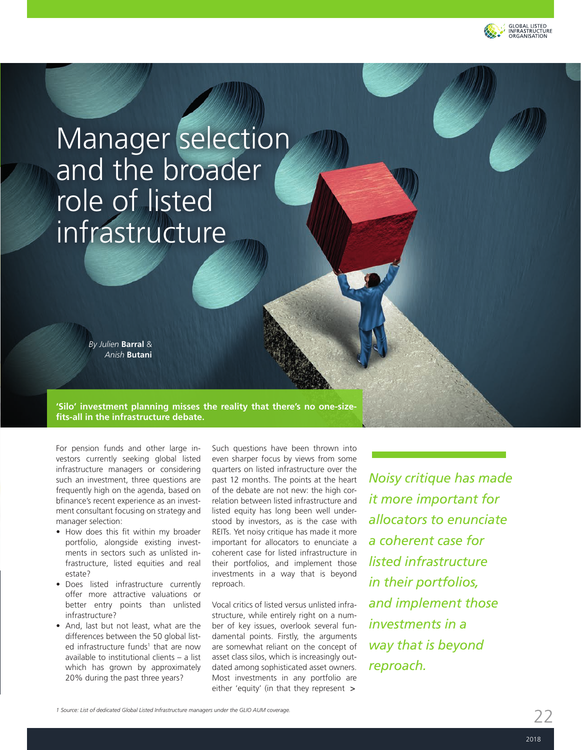# Manager selection and the broader role of listed infrastructure

*By Julien* **Barral** & *Anish* **Butani**

**'Silo' investment planning misses the reality that there's no one-size-fits-all in the infrastructure debate.**

For pension funds and other large investors currently seeking global listed infrastructure managers or considering such an investment, three questions are frequently high on the agenda, based on bfinance's recent experience as an investment consultant focusing on strategy and manager selection:

- How does this fit within my broader portfolio, alongside existing investments in sectors such as unlisted infrastructure, listed equities and real estate?
- Does listed infrastructure currently offer more attractive valuations or better entry points than unlisted infrastructure?
- And, last but not least, what are the differences between the 50 global listed infrastructure funds[1] that are now available to institutional clients – a list which has grown by approximately 20% during the past three years?

Such questions have been thrown into even sharper focus by views from some quarters on listed infrastructure over the past 12 months. The points at the heart of the debate are not new: the high correlation between listed infrastructure and listed equity has long been well understood by investors, as is the case with REITs. Yet noisy critique has made it more important for allocators to enunciate a coherent case for listed infrastructure in their portfolios, and implement those investments in a way that is beyond reproach.

*Noisy critique has made it more important for allocators to enunciate a coherent case for listed infrastructure in their portfolios, and implement those investments in a way that is beyond reproach.*

Vocal critics of listed versus unlisted infrastructure, while entirely right on a number of key issues, overlook several fundamental points. Firstly, the arguments are somewhat reliant on the concept of asset class silos, which is increasingly outdated among sophisticated asset owners. Most investments in any portfolio are either 'equity' (in that they represent >

1 Source: List of dedicated Global Listed Infrastructure managers under the GLIO AUM coverage.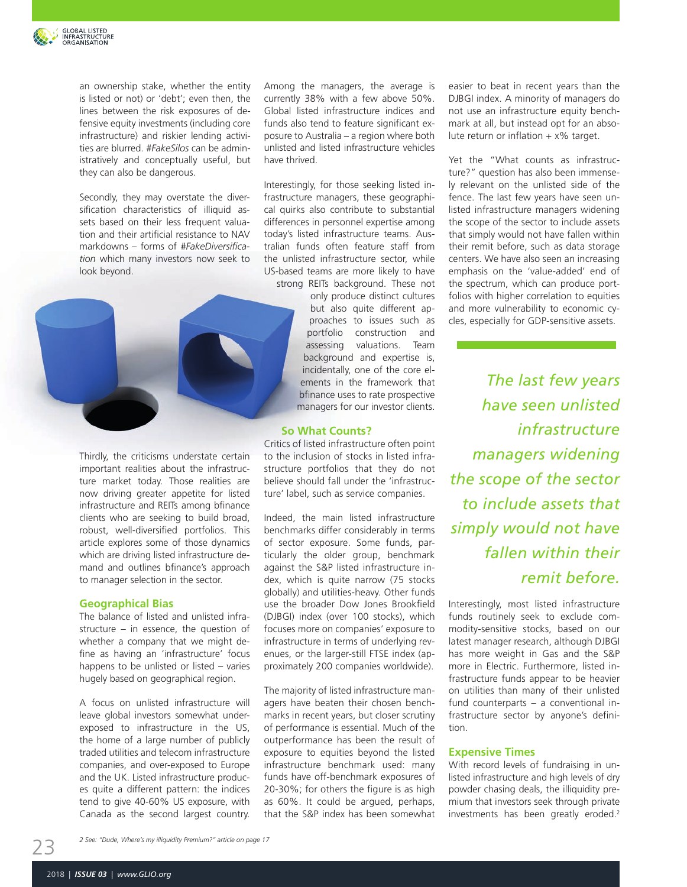an ownership stake, whether the entity is listed or not) or 'debt'; even then, the lines between the risk exposures of defensive equity investments (including core infrastructure) and riskier lending activities are blurred. *#FakeSilos* can be administratively and conceptually useful, but they can also be dangerous.

Secondly, they may overstate the diversification characteristics of illiquid assets based on their less frequent valuation and their artificial resistance to NAV markdowns – forms of *#FakeDiversification* which many investors now seek to look beyond.

Thirdly, the criticisms understate certain important realities about the infrastructure market today. Those realities are now driving greater appetite for listed infrastructure and REITs among bfinance clients who are seeking to build broad, robust, well-diversified portfolios. This article explores some of those dynamics which are driving listed infrastructure demand and outlines bfinance's approach to manager selection in the sector.

## Geographical Bias

The balance of listed and unlisted infrastructure – in essence, the question of whether a company that we might define as having an 'infrastructure' focus happens to be unlisted or listed – varies hugely based on geographical region.

A focus on unlisted infrastructure will leave global investors somewhat underexposed to infrastructure in the US, the home of a large number of publicly traded utilities and telecom infrastructure companies, and over-exposed to Europe and the UK. Listed infrastructure produces quite a different pattern: the indices tend to give 40-60% US exposure, with Canada as the second largest country. Among the managers, the average is currently 38% with a few above 50%. Global listed infrastructure indices and funds also tend to feature significant exposure to Australia – a region where both unlisted and listed infrastructure vehicles have thrived.

Interestingly, for those seeking listed infrastructure managers, these geographical quirks also contribute to substantial differences in personnel expertise among today's listed infrastructure teams. Australian funds often feature staff from the unlisted infrastructure sector, while US-based teams are more likely to have strong REITs background. These not only produce distinct cultures but also quite different approaches to issues such as portfolio construction and assessing valuations. Team background and expertise is, incidentally, one of the core elements in the framework that bfinance uses to rate prospective managers for our investor clients.

## So What Counts?

Critics of listed infrastructure often point to the inclusion of stocks in listed infrastructure portfolios that they do not believe should fall under the 'infrastructure' label, such as service companies.

Indeed, the main listed infrastructure benchmarks differ considerably in terms of sector exposure. Some funds, particularly the older group, benchmark against the S&P listed infrastructure index, which is quite narrow (75 stocks globally) and utilities-heavy. Other funds use the broader Dow Jones Brookfield (DJBGI) index (over 100 stocks), which focuses more on companies' exposure to infrastructure in terms of underlying revenues, or the larger-still FTSE index (approximately 200 companies worldwide).

The majority of listed infrastructure managers have beaten their chosen benchmarks in recent years, but closer scrutiny of performance is essential. Much of the outperformance has been the result of exposure to equities beyond the listed infrastructure benchmark used: many funds have off-benchmark exposures of 20-30%; for others the figure is as high as 60%. It could be argued, perhaps, that the S&P index has been somewhat easier to beat in recent years than the DJBGI index. A minority of managers do not use an infrastructure equity benchmark at all, but instead opt for an absolute return or inflation + x% target.

Yet the "What counts as infrastructure?" question has also been immensely relevant on the unlisted side of the fence. The last few years have seen unlisted infrastructure managers widening the scope of the sector to include assets that simply would not have fallen within their remit before, such as data storage centers. We have also seen an increasing emphasis on the 'value-added' end of the spectrum, which can produce portfolios with higher correlation to equities and more vulnerability to economic cycles, especially for GDP-sensitive assets.

> *The last few years have seen unlisted infrastructure managers widening the scope of the sector to include assets that simply would not have fallen within their remit before.*

Interestingly, most listed infrastructure funds routinely seek to exclude commodity-sensitive stocks, based on our latest manager research, although DJBGI has more weight in Gas and the S&P more in Electric. Furthermore, listed infrastructure funds appear to be heavier on utilities than many of their unlisted fund counterparts – a conventional infrastructure sector by anyone's definition.

## Expensive Times

With record levels of fundraising in unlisted infrastructure and high levels of dry powder chasing deals, the illiquidity premium that investors seek through private investments has been greatly eroded.[2]

*2 See: "Dude, Where's my illiquidity Premium?" article on page 17*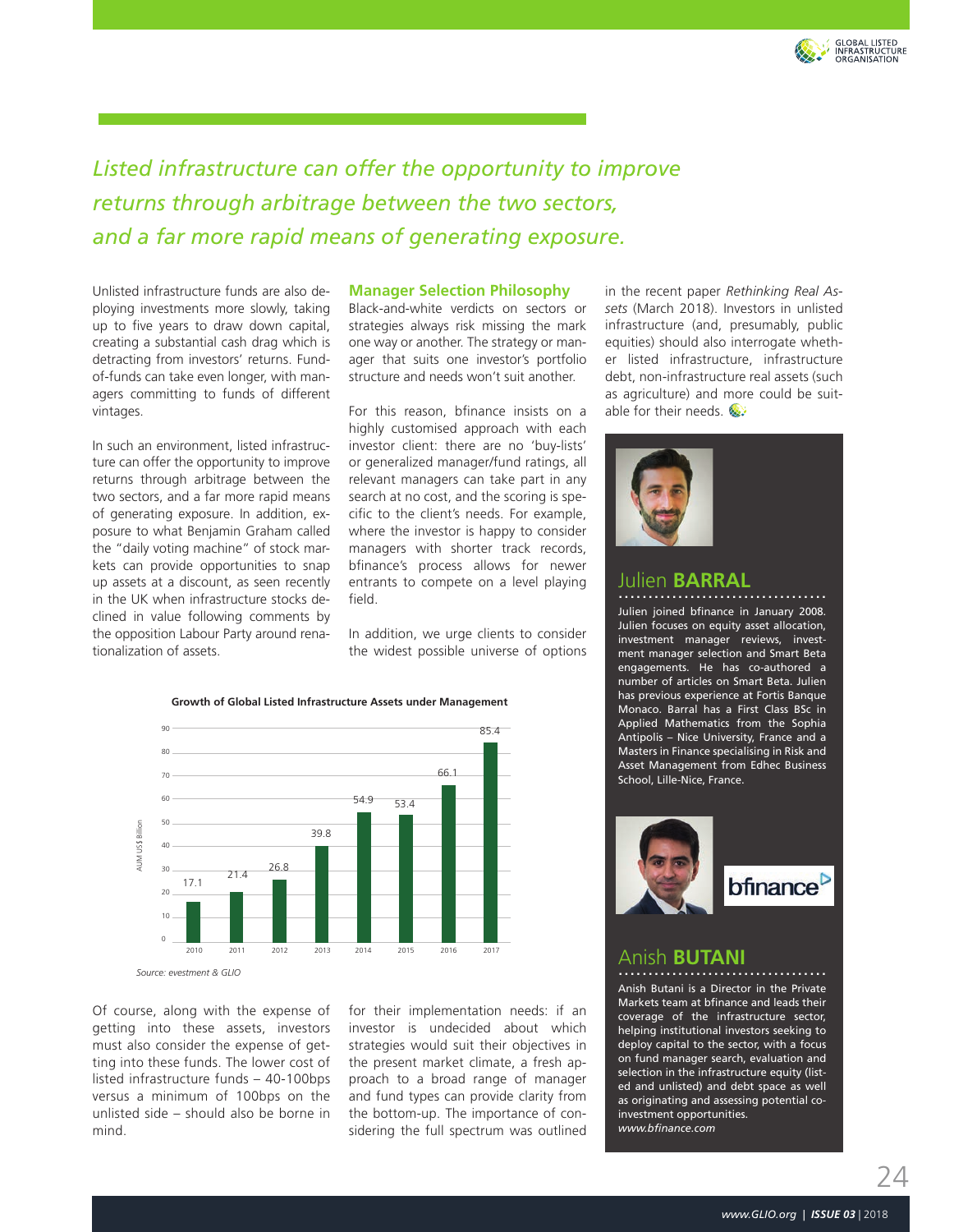*Listed infrastructure can offer the opportunity to improve returns through arbitrage between the two sectors, and a far more rapid means of generating exposure.*

Unlisted infrastructure funds are also deploying investments more slowly, taking up to five years to draw down capital, creating a substantial cash drag which is detracting from investors' returns. Fund-of-funds can take even longer, with managers committing to funds of different vintages.

In such an environment, listed infrastructure can offer the opportunity to improve returns through arbitrage between the two sectors, and a far more rapid means of generating exposure. In addition, exposure to what Benjamin Graham called the "daily voting machine" of stock markets can provide opportunities to snap up assets at a discount, as seen recently in the UK when infrastructure stocks declined in value following comments by the opposition Labour Party around renationalization of assets.

**Growth of Global Listed Infrastructure Assets under Management**

AUM US$ Billion

2010: 17.1
2011: 21.4
2012: 26.8
2013: 39.8
2014: 54.9
2015: 53.4
2016: 66.1
2017: 85.4

*Source: evestment & GLIO*

Of course, along with the expense of getting into these assets, investors must also consider the expense of getting into these funds. The lower cost of listed infrastructure funds – 40-100bps versus a minimum of 100bps on the unlisted side – should also be borne in mind.

### Manager Selection Philosophy

Black-and-white verdicts on sectors or strategies always risk missing the mark one way or another. The strategy or manager that suits one investor's portfolio structure and needs won't suit another.

For this reason, bfinance insists on a highly customised approach with each investor client: there are no 'buy-lists' or generalized manager/fund ratings, all relevant managers can take part in any search at no cost, and the scoring is specific to the client's needs. For example, where the investor is happy to consider managers with shorter track records, bfinance's process allows for newer entrants to compete on a level playing field.

In addition, we urge clients to consider the widest possible universe of options for their implementation needs: if an investor is undecided about which strategies would suit their objectives in the present market climate, a fresh approach to a broad range of manager and fund types can provide clarity from the bottom-up. The importance of considering the full spectrum was outlined in the recent paper *Rethinking Real Assets* (March 2018). Investors in unlisted infrastructure (and, presumably, public equities) should also interrogate whether listed infrastructure, infrastructure debt, non-infrastructure real assets (such as agriculture) and more could be suitable for their needs.

## Julien **BARRAL**

Julien joined bfinance in January 2008. Julien focuses on equity asset allocation, investment manager reviews, investment manager selection and Smart Beta engagements. He has co-authored a number of articles on Smart Beta. Julien has previous experience at Fortis Banque Monaco. Barral has a First Class BSc in Applied Mathematics from the Sophia Antipolis – Nice University, France and a Masters in Finance specialising in Risk and Asset Management from Edhec Business School, Lille-Nice, France.

## Anish **BUTANI**

Anish Butani is a Director in the Private Markets team at bfinance and leads their coverage of the infrastructure sector, helping institutional investors seeking to deploy capital to the sector, with a focus on fund manager search, evaluation and selection in the infrastructure equity (listed and unlisted) and debt space as well as originating and assessing potential co-investment opportunities.
*www.bfinance.com*